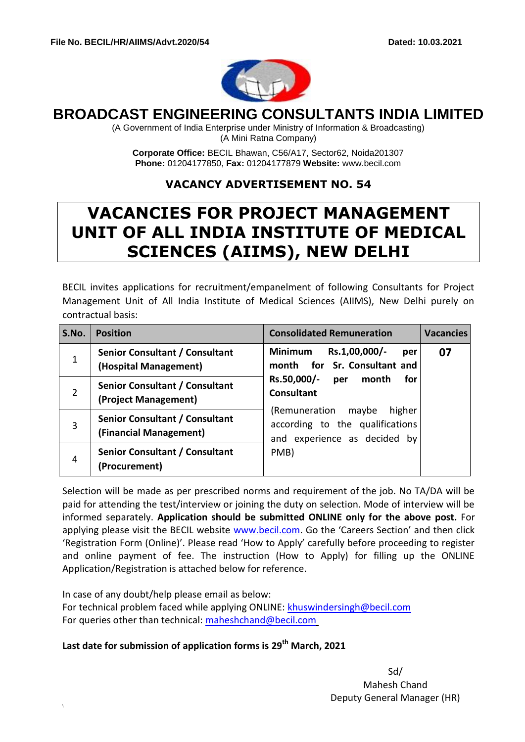**File No. BECIL/HR/AIIMS/Advt.2020/54** **Dated: 10.03.2021**

# BROADCAST ENGINEERING CONSULTANTS INDIA LIMITED

(A Government of India Enterprise under Ministry of Information & Broadcasting)
(A Mini Ratna Company)

**Corporate Office:** BECIL Bhawan, C56/A17, Sector62, Noida201307
**Phone:** 01204177850, **Fax:** 01204177879 **Website:** www.becil.com

## VACANCY ADVERTISEMENT NO. 54

# VACANCIES FOR PROJECT MANAGEMENT UNIT OF ALL INDIA INSTITUTE OF MEDICAL SCIENCES (AIIMS), NEW DELHI

BECIL invites applications for recruitment/empanelment of following Consultants for Project Management Unit of All India Institute of Medical Sciences (AIIMS), New Delhi purely on contractual basis:

| S.No. | Position | Consolidated Remuneration | Vacancies |
|---|---|---|---|
| 1 | **Senior Consultant / Consultant (Hospital Management)** | **Minimum Rs.1,00,000/- per month for Sr. Consultant and Rs.50,000/- per month for Consultant** (Remuneration maybe higher according to the qualifications and experience as decided by PMB) | **07** |
| 2 | **Senior Consultant / Consultant (Project Management)** | | |
| 3 | **Senior Consultant / Consultant (Financial Management)** | | |
| 4 | **Senior Consultant / Consultant (Procurement)** | | |

Selection will be made as per prescribed norms and requirement of the job. No TA/DA will be paid for attending the test/interview or joining the duty on selection. Mode of interview will be informed separately. **Application should be submitted ONLINE only for the above post.** For applying please visit the BECIL website www.becil.com. Go the 'Careers Section' and then click 'Registration Form (Online)'. Please read 'How to Apply' carefully before proceeding to register and online payment of fee. The instruction (How to Apply) for filling up the ONLINE Application/Registration is attached below for reference.

In case of any doubt/help please email as below:
For technical problem faced while applying ONLINE: khuswindersingh@becil.com
For queries other than technical: maheshchand@becil.com

**Last date for submission of application forms is 29th March, 2021**

Sd/
Mahesh Chand
Deputy General Manager (HR)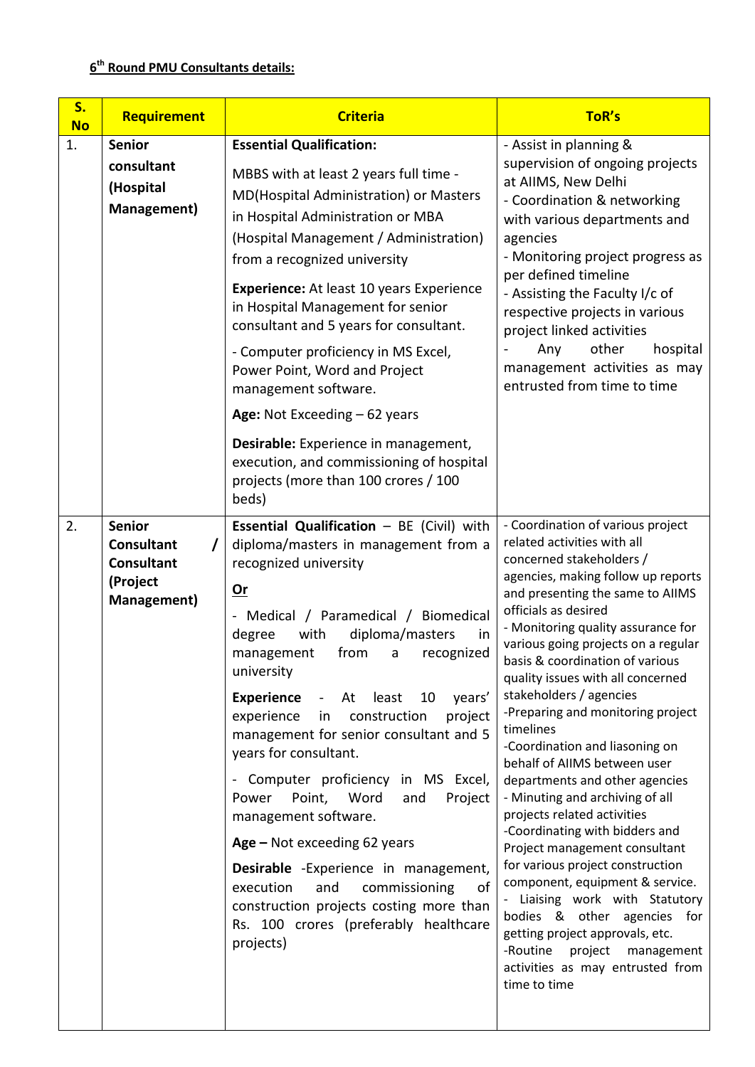**6th Round PMU Consultants details:**

| S. No | Requirement | Criteria | ToR's |
|---|---|---|---|
| 1. | **Senior consultant (Hospital Management)** | **Essential Qualification:**<br><br>MBBS with at least 2 years full time - MD(Hospital Administration) or Masters in Hospital Administration or MBA (Hospital Management / Administration) from a recognized university<br><br>**Experience:** At least 10 years Experience in Hospital Management for senior consultant and 5 years for consultant.<br><br>- Computer proficiency in MS Excel, Power Point, Word and Project management software.<br><br>**Age:** Not Exceeding – 62 years<br><br>**Desirable:** Experience in management, execution, and commissioning of hospital projects (more than 100 crores / 100 beds) | - Assist in planning & supervision of ongoing projects at AIIMS, New Delhi<br>- Coordination & networking with various departments and agencies<br>- Monitoring project progress as per defined timeline<br>- Assisting the Faculty I/c of respective projects in various project linked activities<br>- Any other hospital management activities as may entrusted from time to time |
| 2. | **Senior Consultant / Consultant (Project Management)** | **Essential Qualification** – BE (Civil) with diploma/masters in management from a recognized university<br><br>**Or**<br><br>- Medical / Paramedical / Biomedical degree with diploma/masters in management from a recognized university<br><br>**Experience** - At least 10 years' experience in construction project management for senior consultant and 5 years for consultant.<br><br>- Computer proficiency in MS Excel, Power Point, Word and Project management software.<br><br>**Age –** Not exceeding 62 years<br><br>**Desirable** -Experience in management, execution and commissioning of construction projects costing more than Rs. 100 crores (preferably healthcare projects) | - Coordination of various project related activities with all concerned stakeholders / agencies, making follow up reports and presenting the same to AIIMS officials as desired<br>- Monitoring quality assurance for various going projects on a regular basis & coordination of various quality issues with all concerned stakeholders / agencies<br>-Preparing and monitoring project timelines<br>-Coordination and liasoning on behalf of AIIMS between user departments and other agencies<br>- Minuting and archiving of all projects related activities<br>-Coordinating with bidders and Project management consultant for various project construction component, equipment & service.<br>- Liaising work with Statutory bodies & other agencies for getting project approvals, etc.<br>-Routine project management activities as may entrusted from time to time |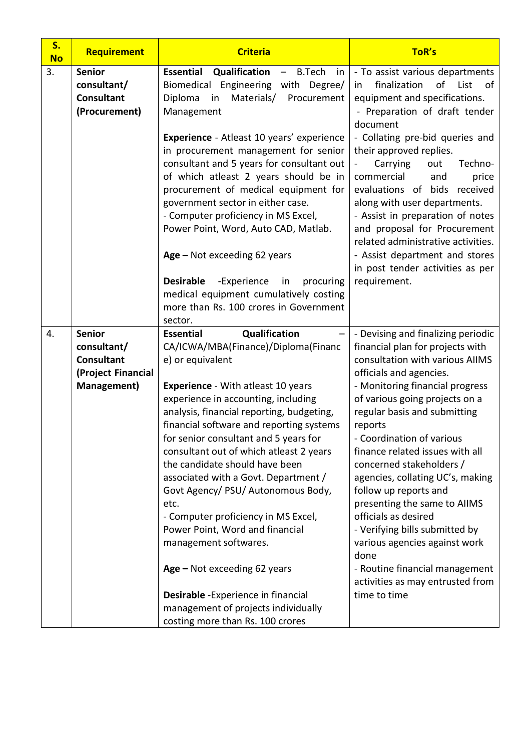| S. No | Requirement | Criteria | ToR's |
|---|---|---|---|
| 3. | **Senior consultant/ Consultant (Procurement)** | **Essential Qualification** – B.Tech in Biomedical Engineering with Degree/ Diploma in Materials/ Procurement Management<br><br>**Experience** - Atleast 10 years' experience in procurement management for senior consultant and 5 years for consultant out of which atleast 2 years should be in procurement of medical equipment for government sector in either case.<br>- Computer proficiency in MS Excel, Power Point, Word, Auto CAD, Matlab.<br><br>**Age –** Not exceeding 62 years<br><br>**Desirable** -Experience in procuring medical equipment cumulatively costing more than Rs. 100 crores in Government sector. | - To assist various departments in finalization of List of equipment and specifications.<br>- Preparation of draft tender document<br>- Collating pre-bid queries and their approved replies.<br>- Carrying out Techno-commercial and price evaluations of bids received along with user departments.<br>- Assist in preparation of notes and proposal for Procurement related administrative activities.<br>- Assist department and stores in post tender activities as per requirement. |
| 4. | **Senior consultant/ Consultant (Project Financial Management)** | **Essential Qualification** – CA/ICWA/MBA(Finance)/Diploma(Finance) or equivalent<br><br>**Experience** - With atleast 10 years experience in accounting, including analysis, financial reporting, budgeting, financial software and reporting systems for senior consultant and 5 years for consultant out of which atleast 2 years the candidate should have been associated with a Govt. Department / Govt Agency/ PSU/ Autonomous Body, etc.<br>- Computer proficiency in MS Excel, Power Point, Word and financial management softwares.<br><br>**Age –** Not exceeding 62 years<br><br>**Desirable** -Experience in financial management of projects individually costing more than Rs. 100 crores | - Devising and finalizing periodic financial plan for projects with consultation with various AIIMS officials and agencies.<br>- Monitoring financial progress of various going projects on a regular basis and submitting reports<br>- Coordination of various finance related issues with all concerned stakeholders / agencies, collating UC's, making follow up reports and presenting the same to AIIMS officials as desired<br>- Verifying bills submitted by various agencies against work done<br>- Routine financial management activities as may entrusted from time to time |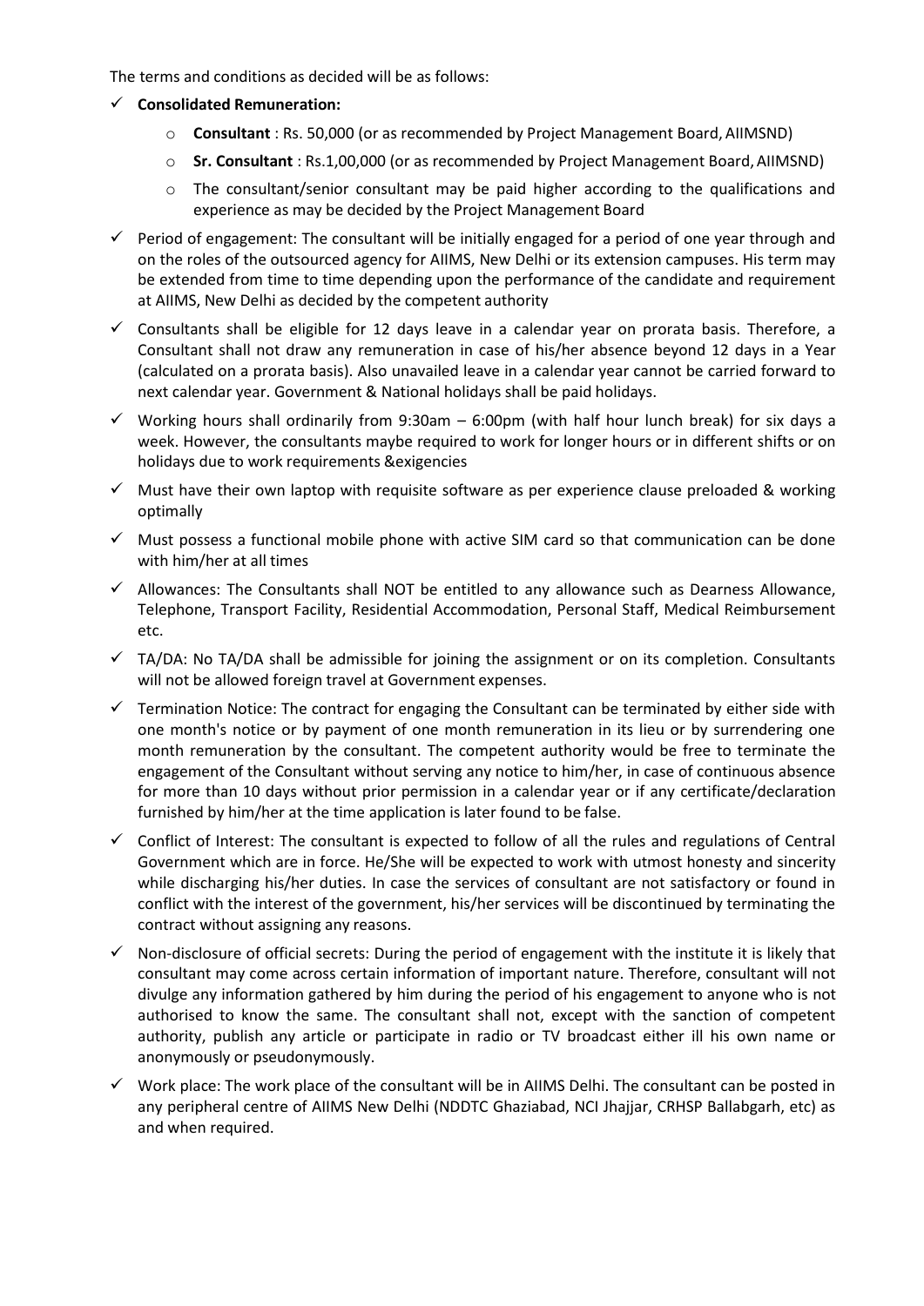The terms and conditions as decided will be as follows:

- **Consolidated Remuneration:**
  - **Consultant** : Rs. 50,000 (or as recommended by Project Management Board, AIIMSND)
  - **Sr. Consultant** : Rs.1,00,000 (or as recommended by Project Management Board, AIIMSND)
  - The consultant/senior consultant may be paid higher according to the qualifications and experience as may be decided by the Project Management Board
- Period of engagement: The consultant will be initially engaged for a period of one year through and on the roles of the outsourced agency for AIIMS, New Delhi or its extension campuses. His term may be extended from time to time depending upon the performance of the candidate and requirement at AIIMS, New Delhi as decided by the competent authority
- Consultants shall be eligible for 12 days leave in a calendar year on prorata basis. Therefore, a Consultant shall not draw any remuneration in case of his/her absence beyond 12 days in a Year (calculated on a prorata basis). Also unavailed leave in a calendar year cannot be carried forward to next calendar year. Government & National holidays shall be paid holidays.
- Working hours shall ordinarily from 9:30am – 6:00pm (with half hour lunch break) for six days a week. However, the consultants maybe required to work for longer hours or in different shifts or on holidays due to work requirements &exigencies
- Must have their own laptop with requisite software as per experience clause preloaded & working optimally
- Must possess a functional mobile phone with active SIM card so that communication can be done with him/her at all times
- Allowances: The Consultants shall NOT be entitled to any allowance such as Dearness Allowance, Telephone, Transport Facility, Residential Accommodation, Personal Staff, Medical Reimbursement etc.
- TA/DA: No TA/DA shall be admissible for joining the assignment or on its completion. Consultants will not be allowed foreign travel at Government expenses.
- Termination Notice: The contract for engaging the Consultant can be terminated by either side with one month's notice or by payment of one month remuneration in its lieu or by surrendering one month remuneration by the consultant. The competent authority would be free to terminate the engagement of the Consultant without serving any notice to him/her, in case of continuous absence for more than 10 days without prior permission in a calendar year or if any certificate/declaration furnished by him/her at the time application is later found to be false.
- Conflict of Interest: The consultant is expected to follow of all the rules and regulations of Central Government which are in force. He/She will be expected to work with utmost honesty and sincerity while discharging his/her duties. In case the services of consultant are not satisfactory or found in conflict with the interest of the government, his/her services will be discontinued by terminating the contract without assigning any reasons.
- Non-disclosure of official secrets: During the period of engagement with the institute it is likely that consultant may come across certain information of important nature. Therefore, consultant will not divulge any information gathered by him during the period of his engagement to anyone who is not authorised to know the same. The consultant shall not, except with the sanction of competent authority, publish any article or participate in radio or TV broadcast either ill his own name or anonymously or pseudonymously.
- Work place: The work place of the consultant will be in AIIMS Delhi. The consultant can be posted in any peripheral centre of AIIMS New Delhi (NDDTC Ghaziabad, NCI Jhajjar, CRHSP Ballabgarh, etc) as and when required.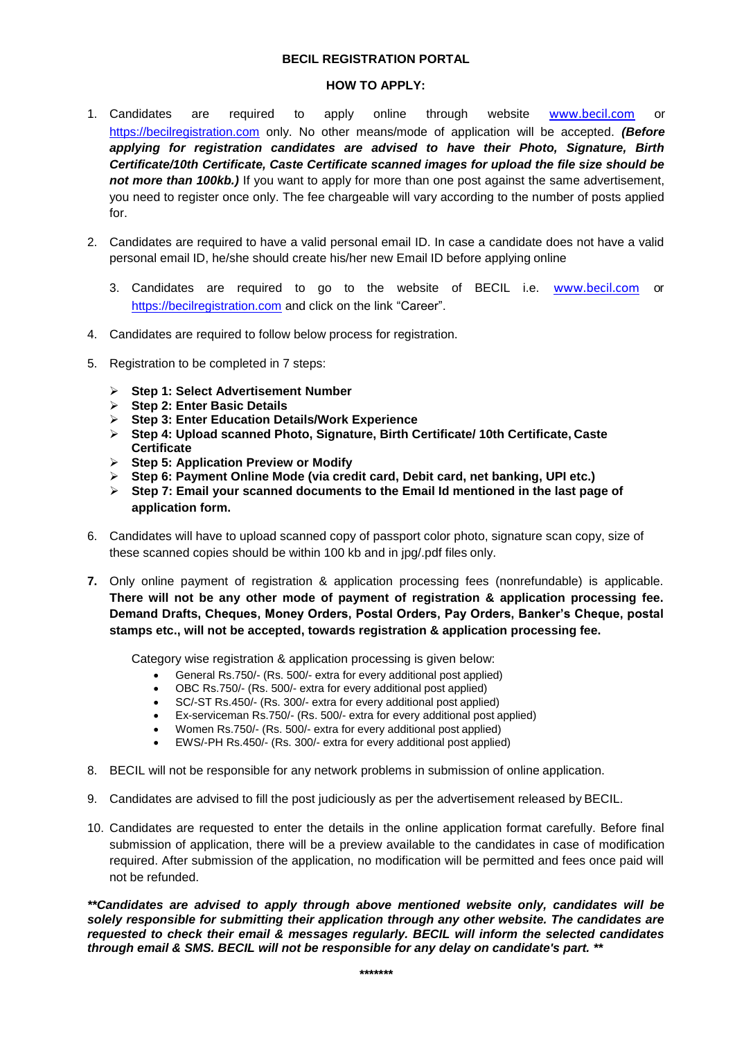**BECIL REGISTRATION PORTAL**

**HOW TO APPLY:**

1. Candidates are required to apply online through website www.becil.com or https://becilregistration.com only. No other means/mode of application will be accepted. ***(Before applying for registration candidates are advised to have their Photo, Signature, Birth Certificate/10th Certificate, Caste Certificate scanned images for upload the file size should be not more than 100kb.)*** If you want to apply for more than one post against the same advertisement, you need to register once only. The fee chargeable will vary according to the number of posts applied for.

2. Candidates are required to have a valid personal email ID. In case a candidate does not have a valid personal email ID, he/she should create his/her new Email ID before applying online

3. Candidates are required to go to the website of BECIL i.e. www.becil.com or https://becilregistration.com and click on the link "Career".

4. Candidates are required to follow below process for registration.

5. Registration to be completed in 7 steps:

   - **Step 1: Select Advertisement Number**
   - **Step 2: Enter Basic Details**
   - **Step 3: Enter Education Details/Work Experience**
   - **Step 4: Upload scanned Photo, Signature, Birth Certificate/ 10th Certificate, Caste Certificate**
   - **Step 5: Application Preview or Modify**
   - **Step 6: Payment Online Mode (via credit card, Debit card, net banking, UPI etc.)**
   - **Step 7: Email your scanned documents to the Email Id mentioned in the last page of application form.**

6. Candidates will have to upload scanned copy of passport color photo, signature scan copy, size of these scanned copies should be within 100 kb and in jpg/.pdf files only.

7. Only online payment of registration & application processing fees (nonrefundable) is applicable. **There will not be any other mode of payment of registration & application processing fee. Demand Drafts, Cheques, Money Orders, Postal Orders, Pay Orders, Banker's Cheque, postal stamps etc., will not be accepted, towards registration & application processing fee.**

   Category wise registration & application processing is given below:

   - General Rs.750/- (Rs. 500/- extra for every additional post applied)
   - OBC Rs.750/- (Rs. 500/- extra for every additional post applied)
   - SC/-ST Rs.450/- (Rs. 300/- extra for every additional post applied)
   - Ex-serviceman Rs.750/- (Rs. 500/- extra for every additional post applied)
   - Women Rs.750/- (Rs. 500/- extra for every additional post applied)
   - EWS/-PH Rs.450/- (Rs. 300/- extra for every additional post applied)

8. BECIL will not be responsible for any network problems in submission of online application.

9. Candidates are advised to fill the post judiciously as per the advertisement released by BECIL.

10. Candidates are requested to enter the details in the online application format carefully. Before final submission of application, there will be a preview available to the candidates in case of modification required. After submission of the application, no modification will be permitted and fees once paid will not be refunded.

***\*\*Candidates are advised to apply through above mentioned website only, candidates will be solely responsible for submitting their application through any other website. The candidates are requested to check their email & messages regularly. BECIL will inform the selected candidates through email & SMS. BECIL will not be responsible for any delay on candidate's part. \*\****

*******